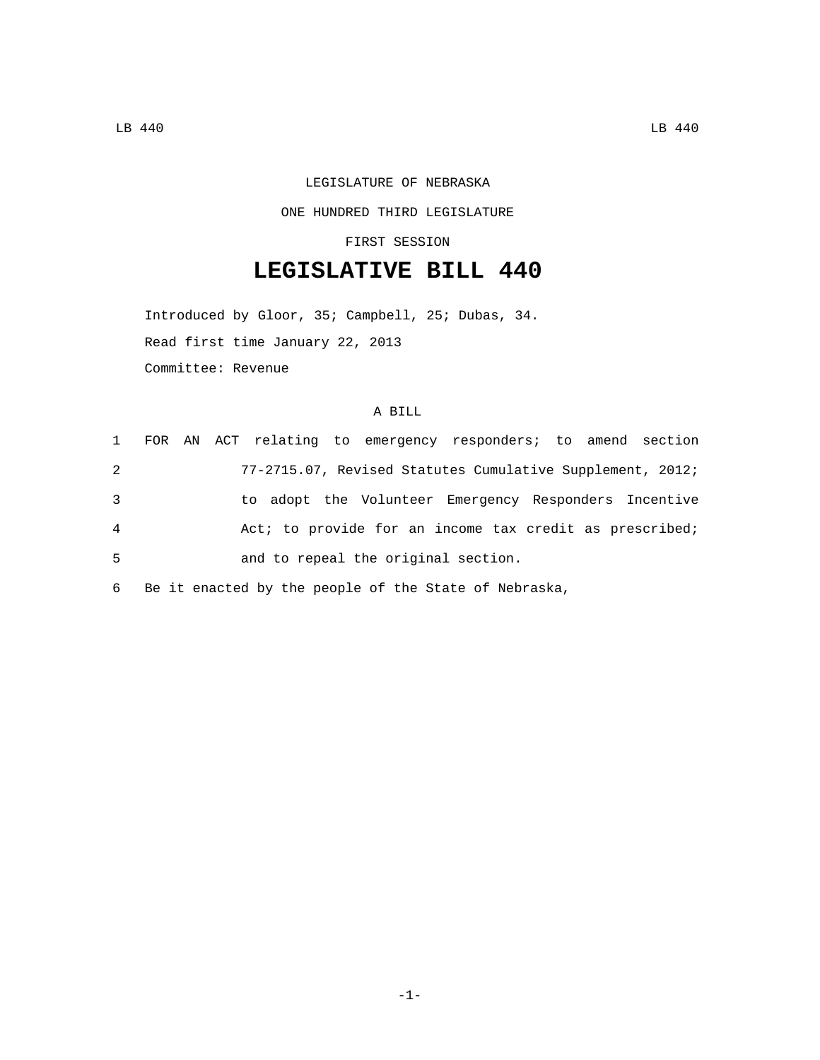LEGISLATURE OF NEBRASKA

ONE HUNDRED THIRD LEGISLATURE

FIRST SESSION

# LEGISLATIVE BILL 440

Introduced by Gloor, 35; Campbell, 25; Dubas, 34.

Read first time January 22, 2013

Committee: Revenue

A BILL

1 FOR AN ACT relating to emergency responders; to amend section
2 77-2715.07, Revised Statutes Cumulative Supplement, 2012;
3 to adopt the Volunteer Emergency Responders Incentive
4 Act; to provide for an income tax credit as prescribed;
5 and to repeal the original section.

6 Be it enacted by the people of the State of Nebraska,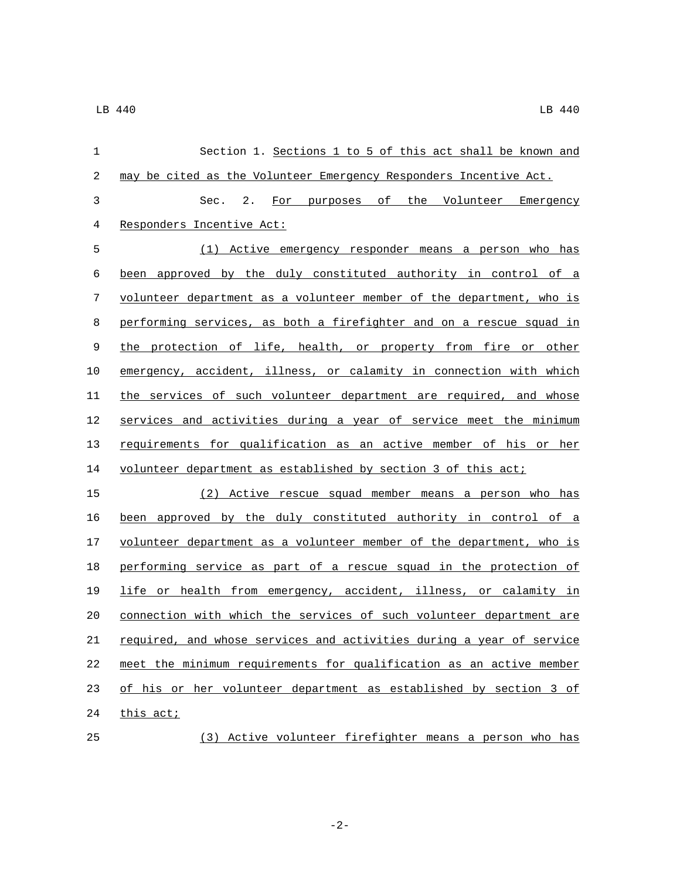Section 1. Sections 1 to 5 of this act shall be known and may be cited as the Volunteer Emergency Responders Incentive Act.

Sec. 2. For purposes of the Volunteer Emergency Responders Incentive Act:

(1) Active emergency responder means a person who has been approved by the duly constituted authority in control of a volunteer department as a volunteer member of the department, who is performing services, as both a firefighter and on a rescue squad in the protection of life, health, or property from fire or other emergency, accident, illness, or calamity in connection with which the services of such volunteer department are required, and whose services and activities during a year of service meet the minimum requirements for qualification as an active member of his or her volunteer department as established by section 3 of this act;

(2) Active rescue squad member means a person who has been approved by the duly constituted authority in control of a volunteer department as a volunteer member of the department, who is performing service as part of a rescue squad in the protection of life or health from emergency, accident, illness, or calamity in connection with which the services of such volunteer department are required, and whose services and activities during a year of service meet the minimum requirements for qualification as an active member of his or her volunteer department as established by section 3 of this act;

(3) Active volunteer firefighter means a person who has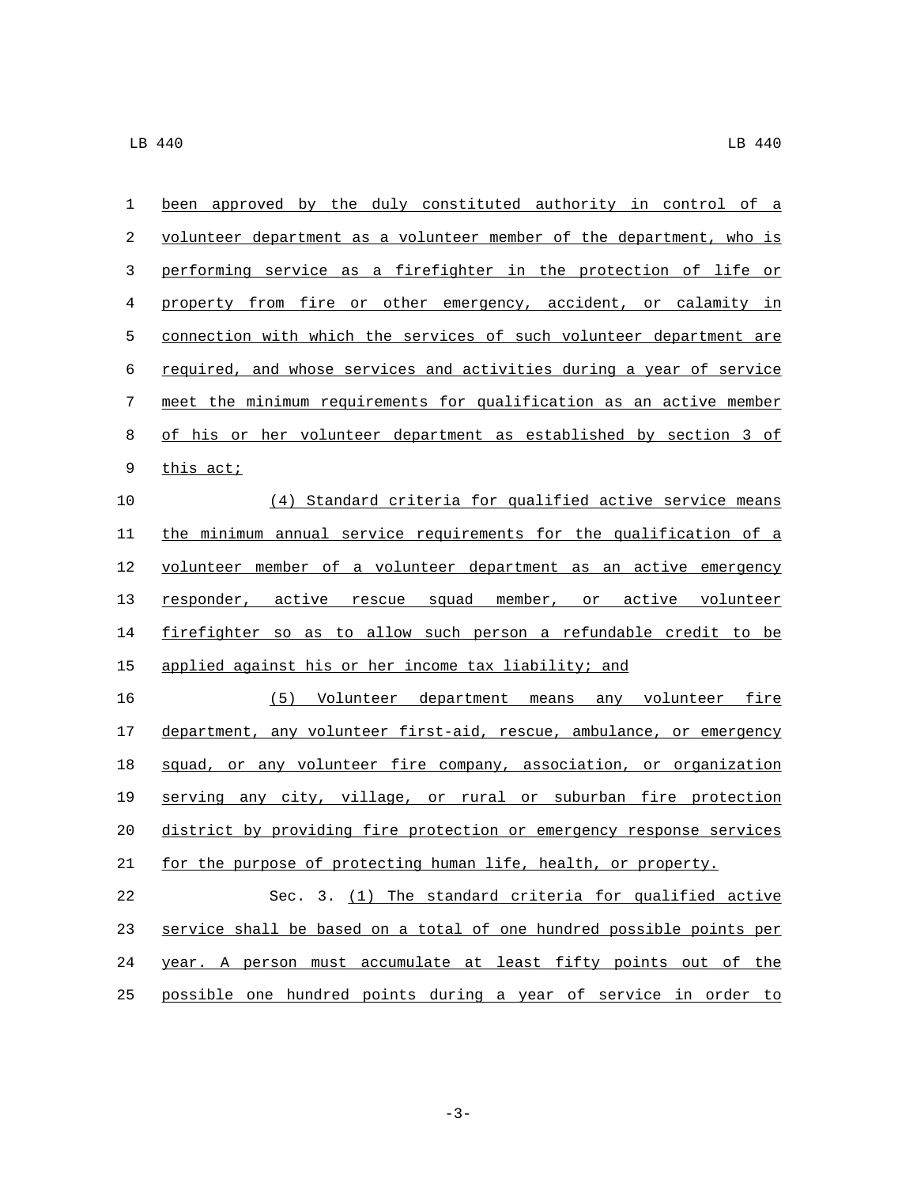been approved by the duly constituted authority in control of a volunteer department as a volunteer member of the department, who is performing service as a firefighter in the protection of life or property from fire or other emergency, accident, or calamity in connection with which the services of such volunteer department are required, and whose services and activities during a year of service meet the minimum requirements for qualification as an active member of his or her volunteer department as established by section 3 of this act;

(4) Standard criteria for qualified active service means the minimum annual service requirements for the qualification of a volunteer member of a volunteer department as an active emergency responder, active rescue squad member, or active volunteer firefighter so as to allow such person a refundable credit to be applied against his or her income tax liability; and

(5) Volunteer department means any volunteer fire department, any volunteer first-aid, rescue, ambulance, or emergency squad, or any volunteer fire company, association, or organization serving any city, village, or rural or suburban fire protection district by providing fire protection or emergency response services for the purpose of protecting human life, health, or property.

Sec. 3. (1) The standard criteria for qualified active service shall be based on a total of one hundred possible points per year. A person must accumulate at least fifty points out of the possible one hundred points during a year of service in order to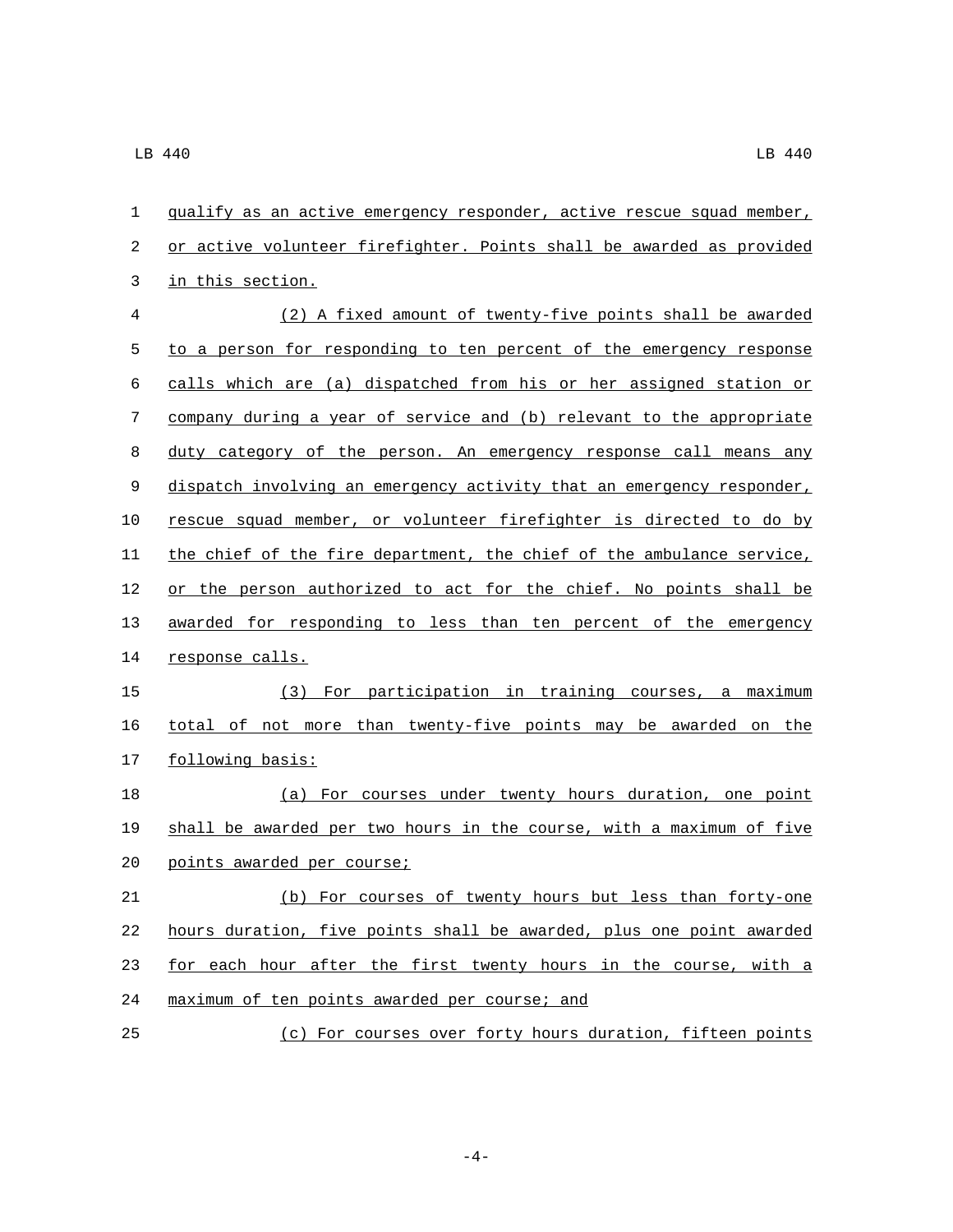qualify as an active emergency responder, active rescue squad member, or active volunteer firefighter. Points shall be awarded as provided in this section.

(2) A fixed amount of twenty-five points shall be awarded to a person for responding to ten percent of the emergency response calls which are (a) dispatched from his or her assigned station or company during a year of service and (b) relevant to the appropriate duty category of the person. An emergency response call means any dispatch involving an emergency activity that an emergency responder, rescue squad member, or volunteer firefighter is directed to do by the chief of the fire department, the chief of the ambulance service, or the person authorized to act for the chief. No points shall be awarded for responding to less than ten percent of the emergency response calls.

(3) For participation in training courses, a maximum total of not more than twenty-five points may be awarded on the following basis:

(a) For courses under twenty hours duration, one point shall be awarded per two hours in the course, with a maximum of five points awarded per course;

(b) For courses of twenty hours but less than forty-one hours duration, five points shall be awarded, plus one point awarded for each hour after the first twenty hours in the course, with a maximum of ten points awarded per course; and

(c) For courses over forty hours duration, fifteen points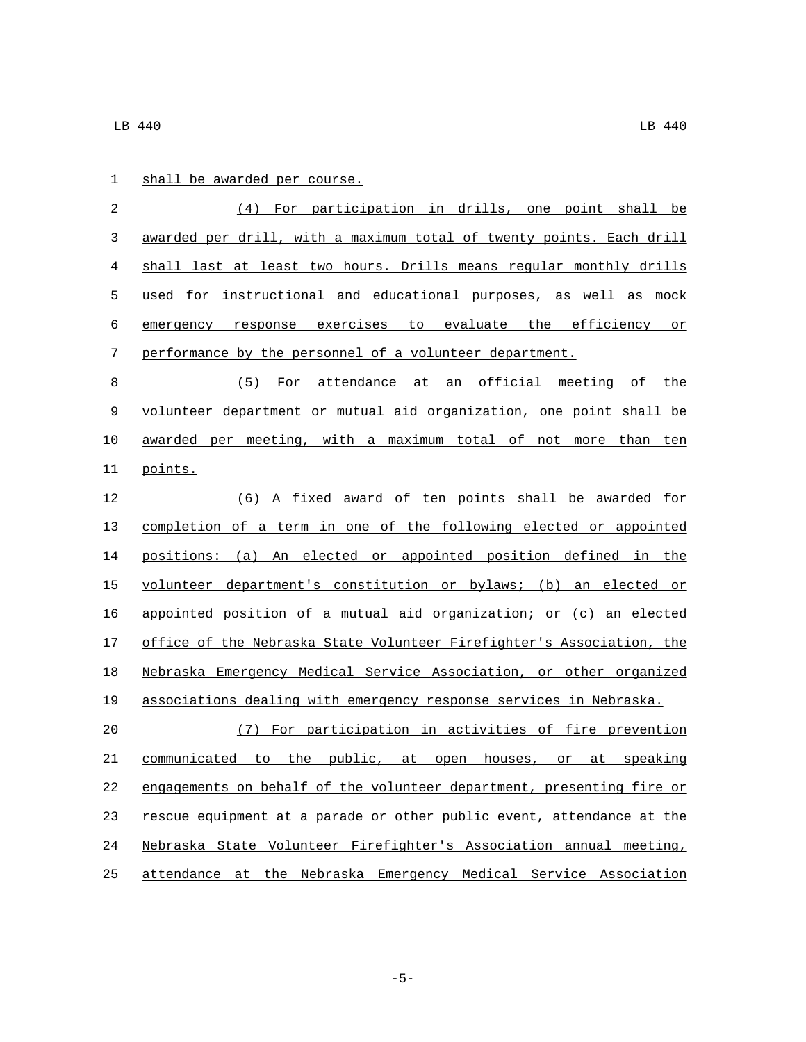shall be awarded per course.

(4) For participation in drills, one point shall be awarded per drill, with a maximum total of twenty points. Each drill shall last at least two hours. Drills means regular monthly drills used for instructional and educational purposes, as well as mock emergency response exercises to evaluate the efficiency or performance by the personnel of a volunteer department.

(5) For attendance at an official meeting of the volunteer department or mutual aid organization, one point shall be awarded per meeting, with a maximum total of not more than ten points.

(6) A fixed award of ten points shall be awarded for completion of a term in one of the following elected or appointed positions: (a) An elected or appointed position defined in the volunteer department's constitution or bylaws; (b) an elected or appointed position of a mutual aid organization; or (c) an elected office of the Nebraska State Volunteer Firefighter's Association, the Nebraska Emergency Medical Service Association, or other organized associations dealing with emergency response services in Nebraska.

(7) For participation in activities of fire prevention communicated to the public, at open houses, or at speaking engagements on behalf of the volunteer department, presenting fire or rescue equipment at a parade or other public event, attendance at the Nebraska State Volunteer Firefighter's Association annual meeting, attendance at the Nebraska Emergency Medical Service Association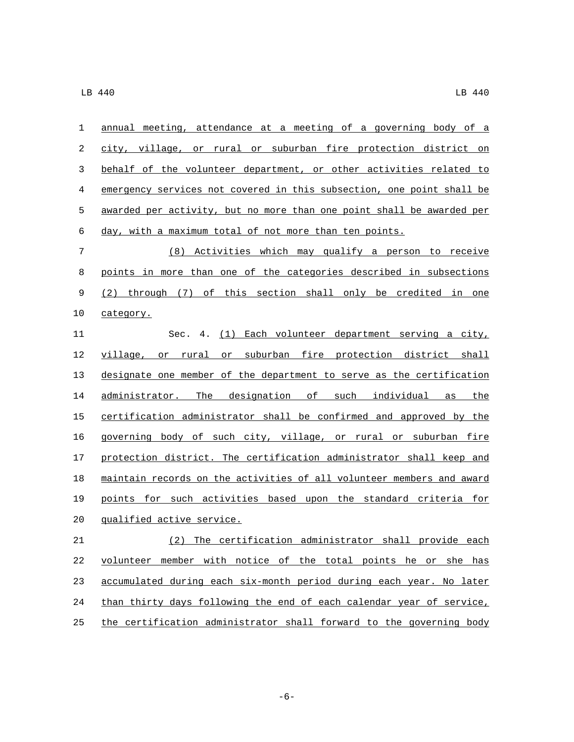annual meeting, attendance at a meeting of a governing body of a city, village, or rural or suburban fire protection district on behalf of the volunteer department, or other activities related to emergency services not covered in this subsection, one point shall be awarded per activity, but no more than one point shall be awarded per day, with a maximum total of not more than ten points.

(8) Activities which may qualify a person to receive points in more than one of the categories described in subsections (2) through (7) of this section shall only be credited in one category.

Sec. 4. (1) Each volunteer department serving a city, village, or rural or suburban fire protection district shall designate one member of the department to serve as the certification administrator. The designation of such individual as the certification administrator shall be confirmed and approved by the governing body of such city, village, or rural or suburban fire protection district. The certification administrator shall keep and maintain records on the activities of all volunteer members and award points for such activities based upon the standard criteria for qualified active service.

(2) The certification administrator shall provide each volunteer member with notice of the total points he or she has accumulated during each six-month period during each year. No later than thirty days following the end of each calendar year of service, the certification administrator shall forward to the governing body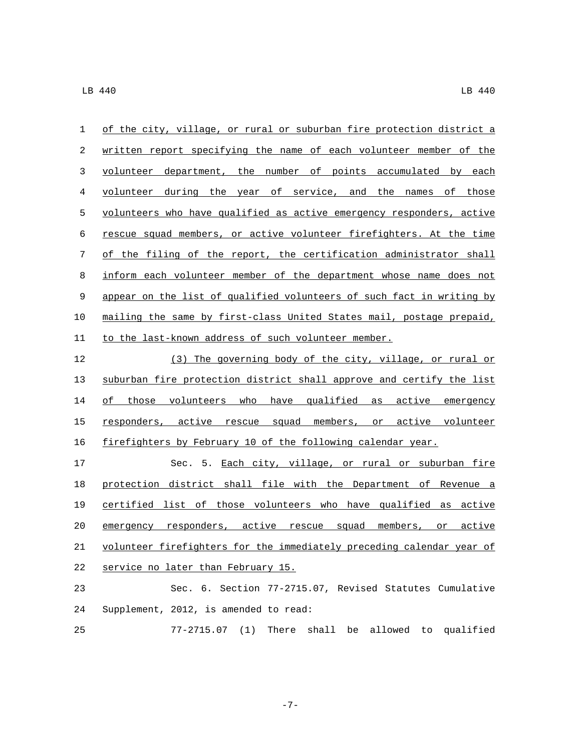of the city, village, or rural or suburban fire protection district a written report specifying the name of each volunteer member of the volunteer department, the number of points accumulated by each volunteer during the year of service, and the names of those volunteers who have qualified as active emergency responders, active rescue squad members, or active volunteer firefighters. At the time of the filing of the report, the certification administrator shall inform each volunteer member of the department whose name does not appear on the list of qualified volunteers of such fact in writing by mailing the same by first-class United States mail, postage prepaid, to the last-known address of such volunteer member.

(3) The governing body of the city, village, or rural or suburban fire protection district shall approve and certify the list of those volunteers who have qualified as active emergency responders, active rescue squad members, or active volunteer firefighters by February 10 of the following calendar year.

Sec. 5. Each city, village, or rural or suburban fire protection district shall file with the Department of Revenue a certified list of those volunteers who have qualified as active emergency responders, active rescue squad members, or active volunteer firefighters for the immediately preceding calendar year of service no later than February 15.

Sec. 6. Section 77-2715.07, Revised Statutes Cumulative Supplement, 2012, is amended to read:

77-2715.07 (1) There shall be allowed to qualified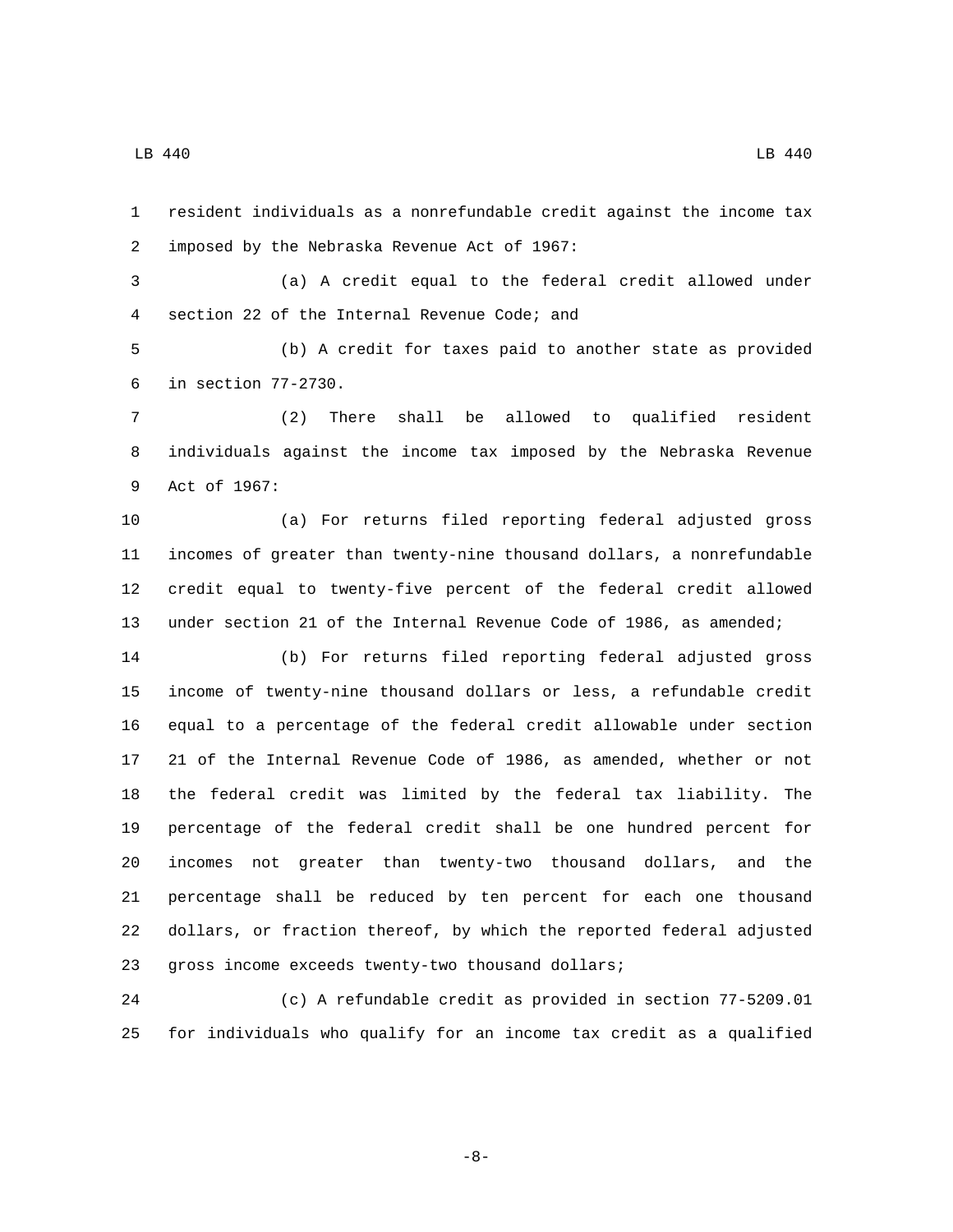resident individuals as a nonrefundable credit against the income tax imposed by the Nebraska Revenue Act of 1967:

(a) A credit equal to the federal credit allowed under section 22 of the Internal Revenue Code; and

(b) A credit for taxes paid to another state as provided in section 77-2730.

(2) There shall be allowed to qualified resident individuals against the income tax imposed by the Nebraska Revenue Act of 1967:

(a) For returns filed reporting federal adjusted gross incomes of greater than twenty-nine thousand dollars, a nonrefundable credit equal to twenty-five percent of the federal credit allowed under section 21 of the Internal Revenue Code of 1986, as amended;

(b) For returns filed reporting federal adjusted gross income of twenty-nine thousand dollars or less, a refundable credit equal to a percentage of the federal credit allowable under section 21 of the Internal Revenue Code of 1986, as amended, whether or not the federal credit was limited by the federal tax liability. The percentage of the federal credit shall be one hundred percent for incomes not greater than twenty-two thousand dollars, and the percentage shall be reduced by ten percent for each one thousand dollars, or fraction thereof, by which the reported federal adjusted gross income exceeds twenty-two thousand dollars;

(c) A refundable credit as provided in section 77-5209.01 for individuals who qualify for an income tax credit as a qualified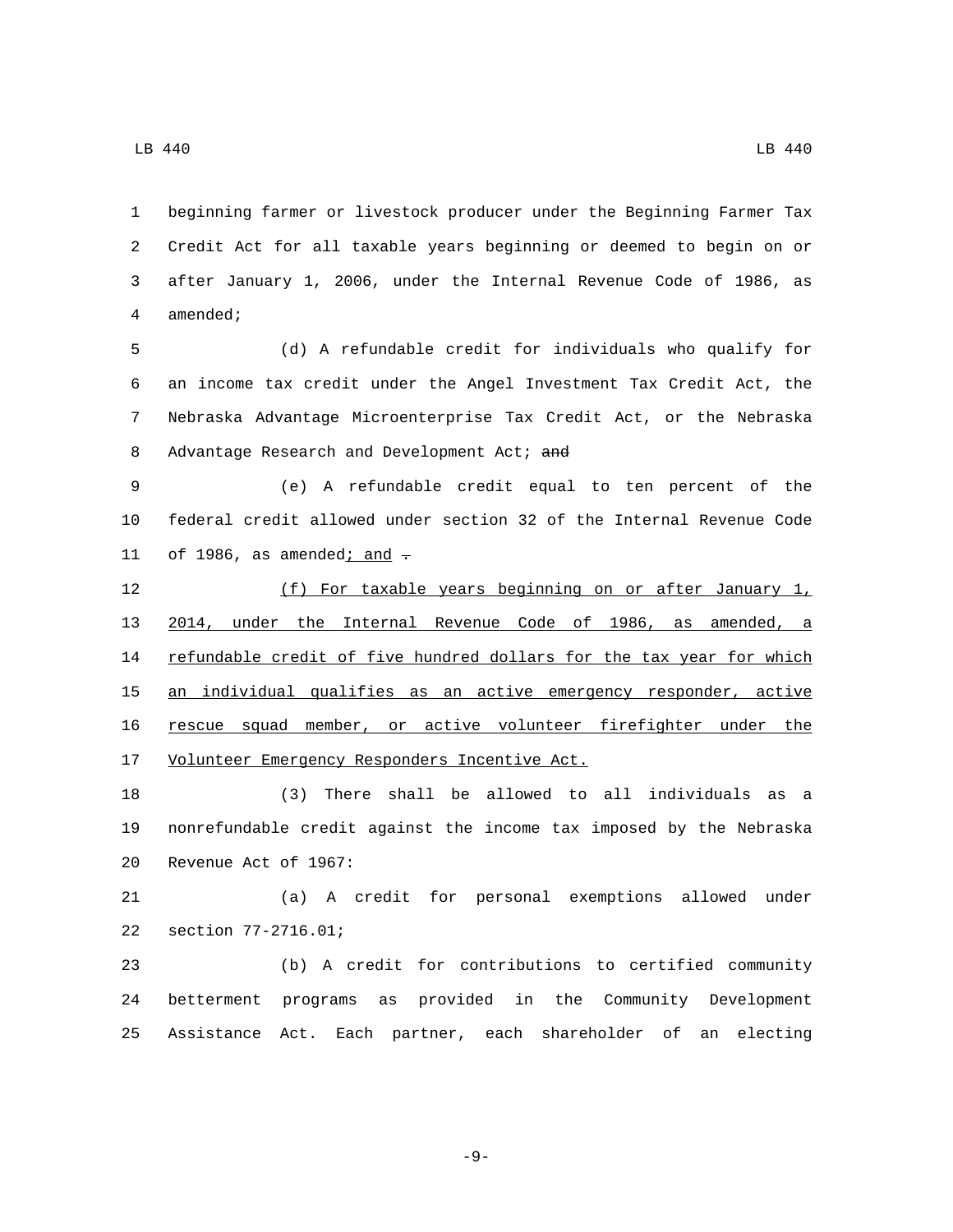beginning farmer or livestock producer under the Beginning Farmer Tax Credit Act for all taxable years beginning or deemed to begin on or after January 1, 2006, under the Internal Revenue Code of 1986, as amended;

(d) A refundable credit for individuals who qualify for an income tax credit under the Angel Investment Tax Credit Act, the Nebraska Advantage Microenterprise Tax Credit Act, or the Nebraska Advantage Research and Development Act; ~~and~~

(e) A refundable credit equal to ten percent of the federal credit allowed under section 32 of the Internal Revenue Code of 1986, as amended<u>; and</u> ~~.~~

<u>(f) For taxable years beginning on or after January 1, 2014, under the Internal Revenue Code of 1986, as amended, a refundable credit of five hundred dollars for the tax year for which an individual qualifies as an active emergency responder, active rescue squad member, or active volunteer firefighter under the Volunteer Emergency Responders Incentive Act.</u>

(3) There shall be allowed to all individuals as a nonrefundable credit against the income tax imposed by the Nebraska Revenue Act of 1967:

(a) A credit for personal exemptions allowed under section 77-2716.01;

(b) A credit for contributions to certified community betterment programs as provided in the Community Development Assistance Act. Each partner, each shareholder of an electing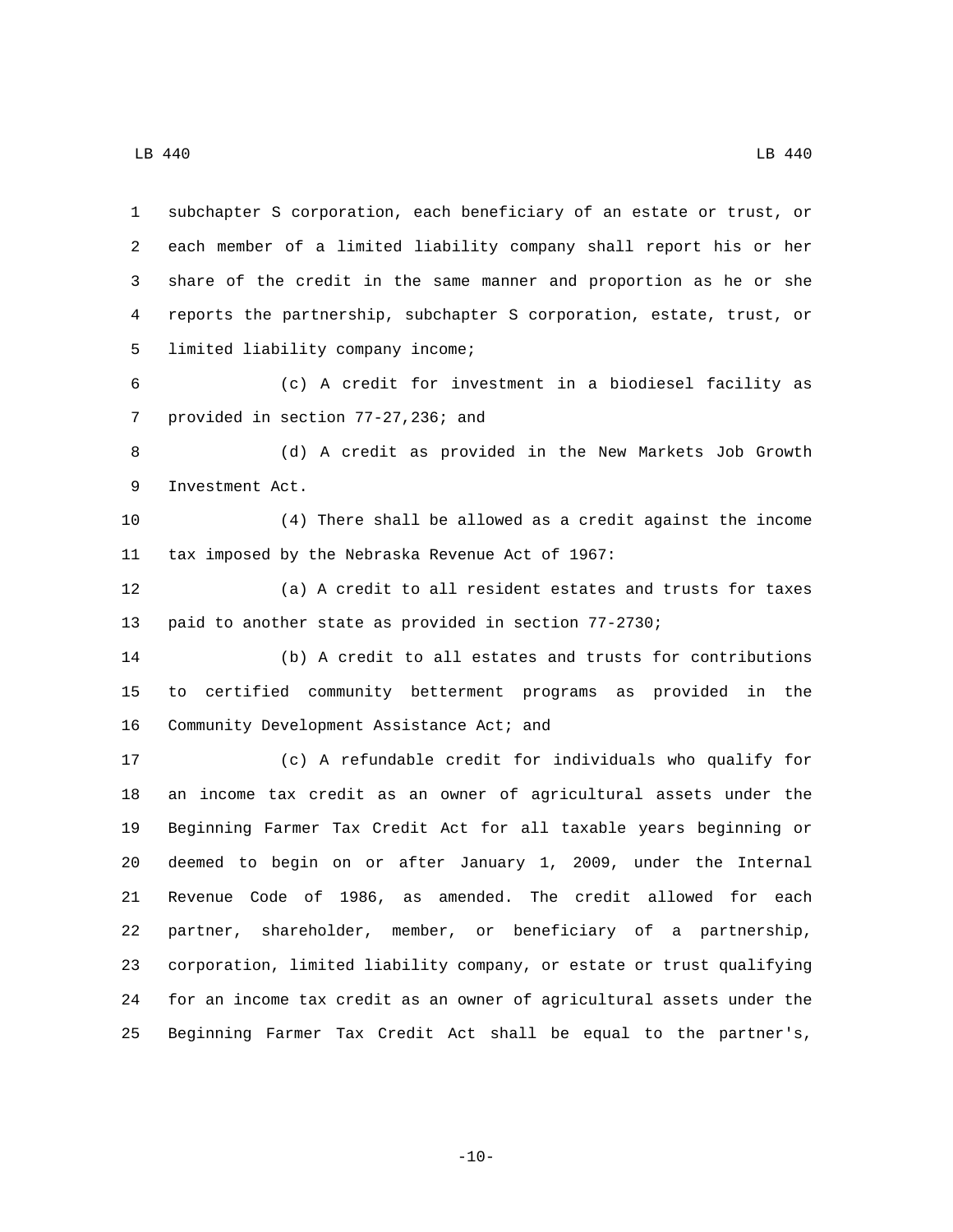subchapter S corporation, each beneficiary of an estate or trust, or each member of a limited liability company shall report his or her share of the credit in the same manner and proportion as he or she reports the partnership, subchapter S corporation, estate, trust, or limited liability company income;

(c) A credit for investment in a biodiesel facility as provided in section 77-27,236; and

(d) A credit as provided in the New Markets Job Growth Investment Act.

(4) There shall be allowed as a credit against the income tax imposed by the Nebraska Revenue Act of 1967:

(a) A credit to all resident estates and trusts for taxes paid to another state as provided in section 77-2730;

(b) A credit to all estates and trusts for contributions to certified community betterment programs as provided in the Community Development Assistance Act; and

(c) A refundable credit for individuals who qualify for an income tax credit as an owner of agricultural assets under the Beginning Farmer Tax Credit Act for all taxable years beginning or deemed to begin on or after January 1, 2009, under the Internal Revenue Code of 1986, as amended. The credit allowed for each partner, shareholder, member, or beneficiary of a partnership, corporation, limited liability company, or estate or trust qualifying for an income tax credit as an owner of agricultural assets under the Beginning Farmer Tax Credit Act shall be equal to the partner's,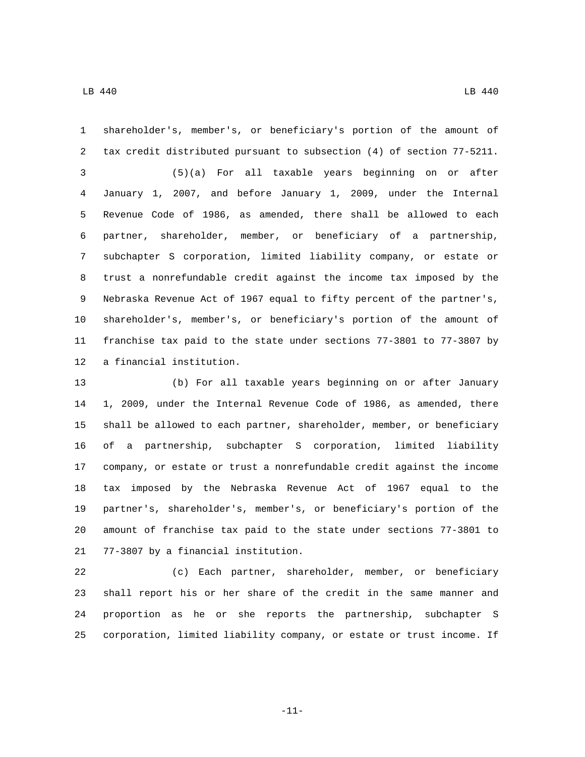shareholder's, member's, or beneficiary's portion of the amount of tax credit distributed pursuant to subsection (4) of section 77-5211.

(5)(a) For all taxable years beginning on or after January 1, 2007, and before January 1, 2009, under the Internal Revenue Code of 1986, as amended, there shall be allowed to each partner, shareholder, member, or beneficiary of a partnership, subchapter S corporation, limited liability company, or estate or trust a nonrefundable credit against the income tax imposed by the Nebraska Revenue Act of 1967 equal to fifty percent of the partner's, shareholder's, member's, or beneficiary's portion of the amount of franchise tax paid to the state under sections 77-3801 to 77-3807 by a financial institution.

(b) For all taxable years beginning on or after January 1, 2009, under the Internal Revenue Code of 1986, as amended, there shall be allowed to each partner, shareholder, member, or beneficiary of a partnership, subchapter S corporation, limited liability company, or estate or trust a nonrefundable credit against the income tax imposed by the Nebraska Revenue Act of 1967 equal to the partner's, shareholder's, member's, or beneficiary's portion of the amount of franchise tax paid to the state under sections 77-3801 to 77-3807 by a financial institution.

(c) Each partner, shareholder, member, or beneficiary shall report his or her share of the credit in the same manner and proportion as he or she reports the partnership, subchapter S corporation, limited liability company, or estate or trust income. If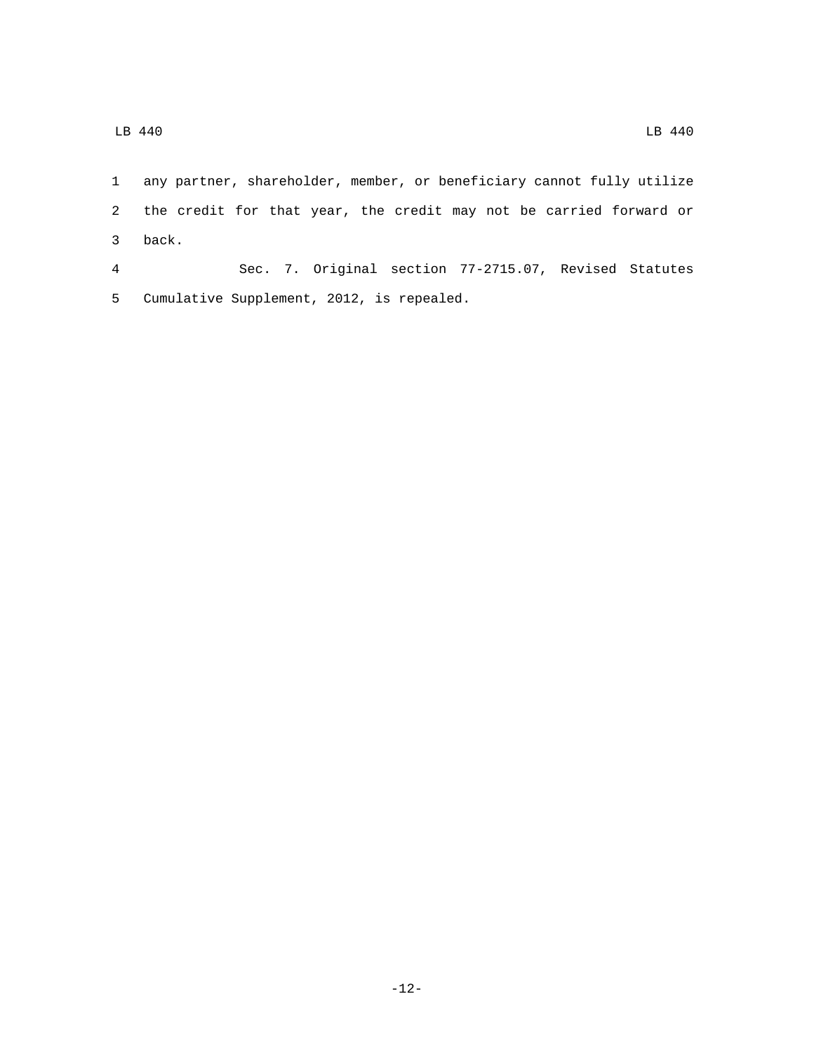any partner, shareholder, member, or beneficiary cannot fully utilize the credit for that year, the credit may not be carried forward or back.

Sec. 7. Original section 77-2715.07, Revised Statutes Cumulative Supplement, 2012, is repealed.